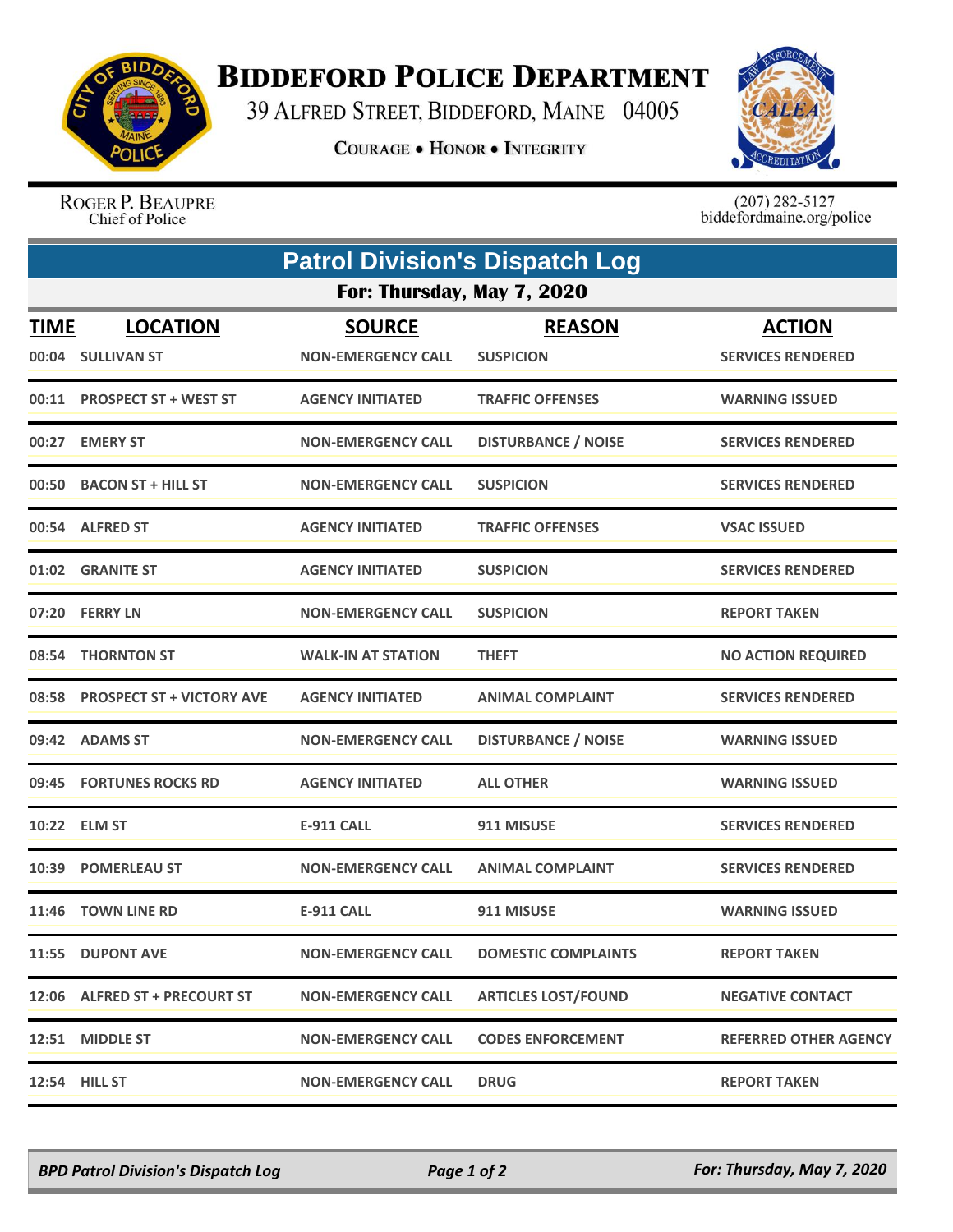# Biddeford Police Department

39 Alfred Street, Biddeford, Maine 04005

Courage • Honor • Integrity

Roger P. Beaupre
Chief of Police

(207) 282-5127
biddefordmaine.org/police

## Patrol Division's Dispatch Log

### For: Thursday, May 7, 2020

| TIME | LOCATION | SOURCE | REASON | ACTION |
|---|---|---|---|---|
| 00:04 | SULLIVAN ST | NON-EMERGENCY CALL | SUSPICION | SERVICES RENDERED |
| 00:11 | PROSPECT ST + WEST ST | AGENCY INITIATED | TRAFFIC OFFENSES | WARNING ISSUED |
| 00:27 | EMERY ST | NON-EMERGENCY CALL | DISTURBANCE / NOISE | SERVICES RENDERED |
| 00:50 | BACON ST + HILL ST | NON-EMERGENCY CALL | SUSPICION | SERVICES RENDERED |
| 00:54 | ALFRED ST | AGENCY INITIATED | TRAFFIC OFFENSES | VSAC ISSUED |
| 01:02 | GRANITE ST | AGENCY INITIATED | SUSPICION | SERVICES RENDERED |
| 07:20 | FERRY LN | NON-EMERGENCY CALL | SUSPICION | REPORT TAKEN |
| 08:54 | THORNTON ST | WALK-IN AT STATION | THEFT | NO ACTION REQUIRED |
| 08:58 | PROSPECT ST + VICTORY AVE | AGENCY INITIATED | ANIMAL COMPLAINT | SERVICES RENDERED |
| 09:42 | ADAMS ST | NON-EMERGENCY CALL | DISTURBANCE / NOISE | WARNING ISSUED |
| 09:45 | FORTUNES ROCKS RD | AGENCY INITIATED | ALL OTHER | WARNING ISSUED |
| 10:22 | ELM ST | E-911 CALL | 911 MISUSE | SERVICES RENDERED |
| 10:39 | POMERLEAU ST | NON-EMERGENCY CALL | ANIMAL COMPLAINT | SERVICES RENDERED |
| 11:46 | TOWN LINE RD | E-911 CALL | 911 MISUSE | WARNING ISSUED |
| 11:55 | DUPONT AVE | NON-EMERGENCY CALL | DOMESTIC COMPLAINTS | REPORT TAKEN |
| 12:06 | ALFRED ST + PRECOURT ST | NON-EMERGENCY CALL | ARTICLES LOST/FOUND | NEGATIVE CONTACT |
| 12:51 | MIDDLE ST | NON-EMERGENCY CALL | CODES ENFORCEMENT | REFERRED OTHER AGENCY |
| 12:54 | HILL ST | NON-EMERGENCY CALL | DRUG | REPORT TAKEN |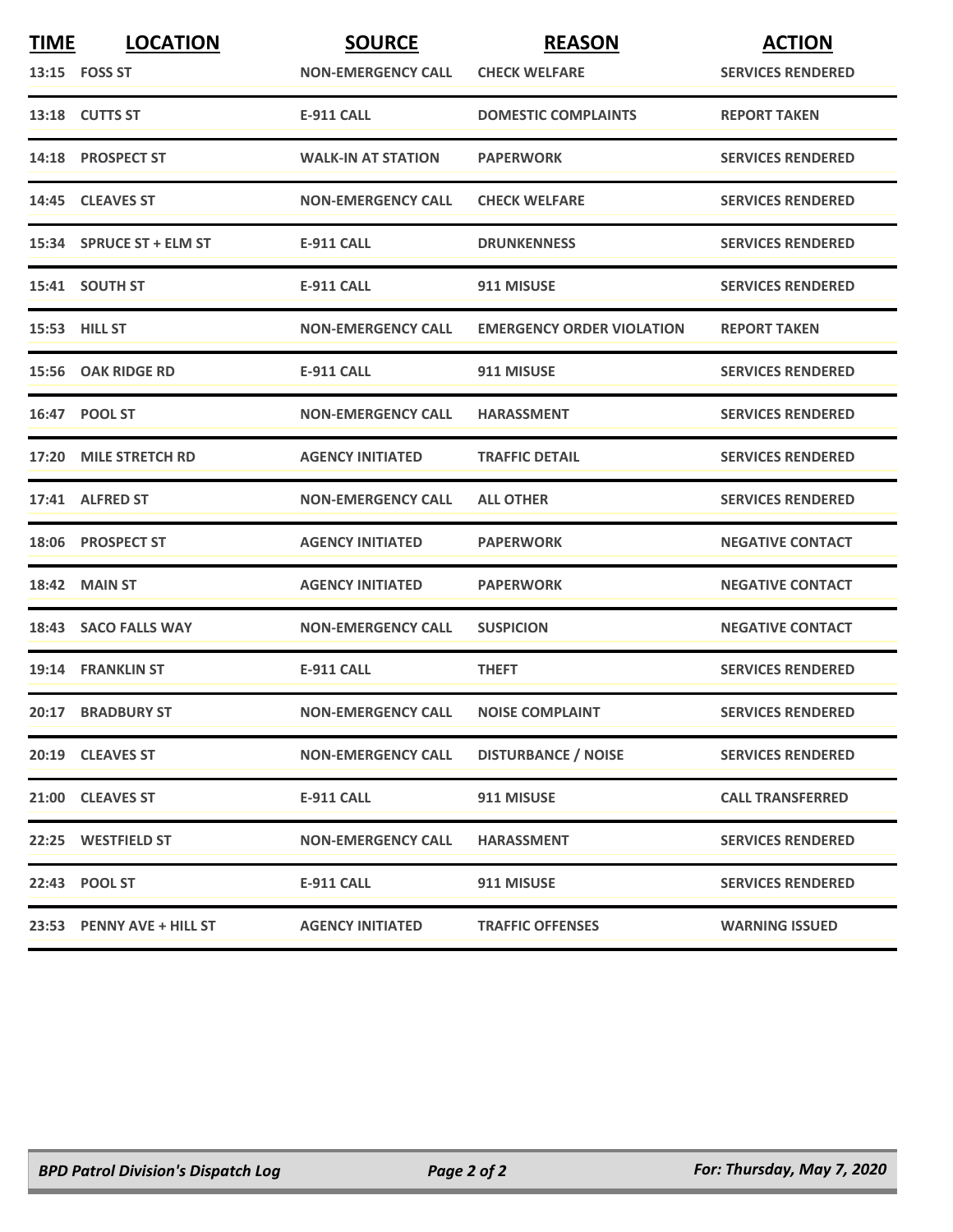| TIME | LOCATION | SOURCE | REASON | ACTION |
|---|---|---|---|---|
| 13:15 | FOSS ST | NON-EMERGENCY CALL | CHECK WELFARE | SERVICES RENDERED |
| 13:18 | CUTTS ST | E-911 CALL | DOMESTIC COMPLAINTS | REPORT TAKEN |
| 14:18 | PROSPECT ST | WALK-IN AT STATION | PAPERWORK | SERVICES RENDERED |
| 14:45 | CLEAVES ST | NON-EMERGENCY CALL | CHECK WELFARE | SERVICES RENDERED |
| 15:34 | SPRUCE ST + ELM ST | E-911 CALL | DRUNKENNESS | SERVICES RENDERED |
| 15:41 | SOUTH ST | E-911 CALL | 911 MISUSE | SERVICES RENDERED |
| 15:53 | HILL ST | NON-EMERGENCY CALL | EMERGENCY ORDER VIOLATION | REPORT TAKEN |
| 15:56 | OAK RIDGE RD | E-911 CALL | 911 MISUSE | SERVICES RENDERED |
| 16:47 | POOL ST | NON-EMERGENCY CALL | HARASSMENT | SERVICES RENDERED |
| 17:20 | MILE STRETCH RD | AGENCY INITIATED | TRAFFIC DETAIL | SERVICES RENDERED |
| 17:41 | ALFRED ST | NON-EMERGENCY CALL | ALL OTHER | SERVICES RENDERED |
| 18:06 | PROSPECT ST | AGENCY INITIATED | PAPERWORK | NEGATIVE CONTACT |
| 18:42 | MAIN ST | AGENCY INITIATED | PAPERWORK | NEGATIVE CONTACT |
| 18:43 | SACO FALLS WAY | NON-EMERGENCY CALL | SUSPICION | NEGATIVE CONTACT |
| 19:14 | FRANKLIN ST | E-911 CALL | THEFT | SERVICES RENDERED |
| 20:17 | BRADBURY ST | NON-EMERGENCY CALL | NOISE COMPLAINT | SERVICES RENDERED |
| 20:19 | CLEAVES ST | NON-EMERGENCY CALL | DISTURBANCE / NOISE | SERVICES RENDERED |
| 21:00 | CLEAVES ST | E-911 CALL | 911 MISUSE | CALL TRANSFERRED |
| 22:25 | WESTFIELD ST | NON-EMERGENCY CALL | HARASSMENT | SERVICES RENDERED |
| 22:43 | POOL ST | E-911 CALL | 911 MISUSE | SERVICES RENDERED |
| 23:53 | PENNY AVE + HILL ST | AGENCY INITIATED | TRAFFIC OFFENSES | WARNING ISSUED |

*BPD Patrol Division's Dispatch Log* | *For: Thursday, May 7, 2020*